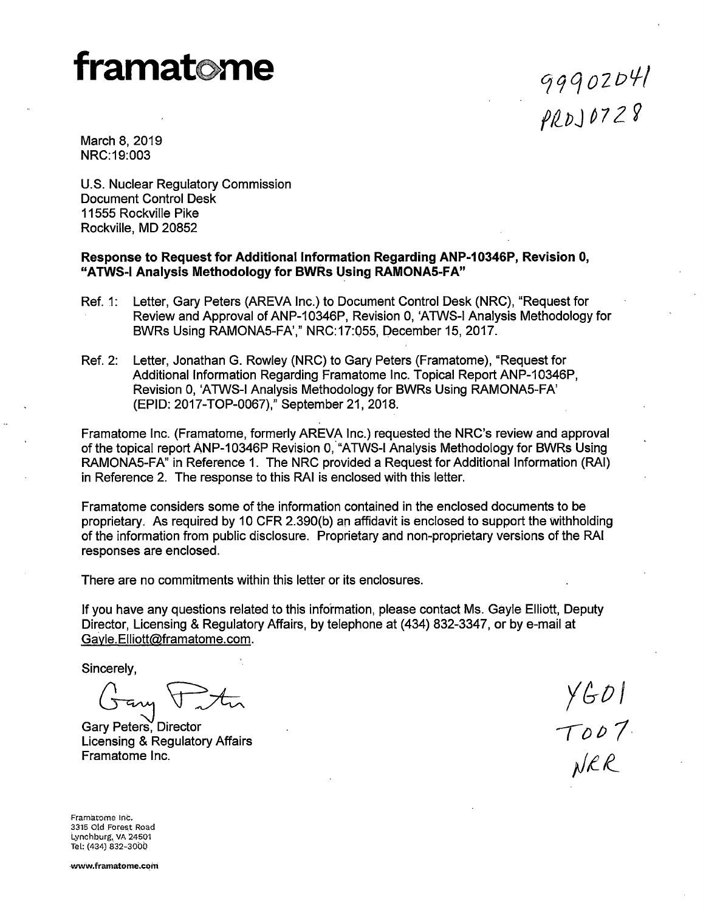# framatome

99902041
PROJ0728

March 8, 2019
NRC:19:003

U.S. Nuclear Regulatory Commission
Document Control Desk
11555 Rockville Pike
Rockville, MD 20852

**Response to Request for Additional Information Regarding ANP-10346P, Revision 0, "ATWS-I Analysis Methodology for BWRs Using RAMONA5-FA"**

Ref. 1: Letter, Gary Peters (AREVA Inc.) to Document Control Desk (NRC), "Request for Review and Approval of ANP-10346P, Revision 0, 'ATWS-I Analysis Methodology for BWRs Using RAMONA5-FA'," NRC:17:055, December 15, 2017.

Ref. 2: Letter, Jonathan G. Rowley (NRC) to Gary Peters (Framatome), "Request for Additional Information Regarding Framatome Inc. Topical Report ANP-10346P, Revision 0, 'ATWS-I Analysis Methodology for BWRs Using RAMONA5-FA' (EPID: 2017-TOP-0067)," September 21, 2018.

Framatome Inc. (Framatome, formerly AREVA Inc.) requested the NRC's review and approval of the topical report ANP-10346P Revision 0, "ATWS-I Analysis Methodology for BWRs Using RAMONA5-FA" in Reference 1. The NRC provided a Request for Additional Information (RAI) in Reference 2. The response to this RAI is enclosed with this letter.

Framatome considers some of the information contained in the enclosed documents to be proprietary. As required by 10 CFR 2.390(b) an affidavit is enclosed to support the withholding of the information from public disclosure. Proprietary and non-proprietary versions of the RAI responses are enclosed.

There are no commitments within this letter or its enclosures.

If you have any questions related to this information, please contact Ms. Gayle Elliott, Deputy Director, Licensing & Regulatory Affairs, by telephone at (434) 832-3347, or by e-mail at Gayle.Elliott@framatome.com.

Sincerely,

Gary Peters

Gary Peters, Director
Licensing & Regulatory Affairs
Framatome Inc.

YG01
T007
NRR

Framatome Inc.
3315 Old Forest Road
Lynchburg, VA 24501
Tel: (434) 832-3000

www.framatome.com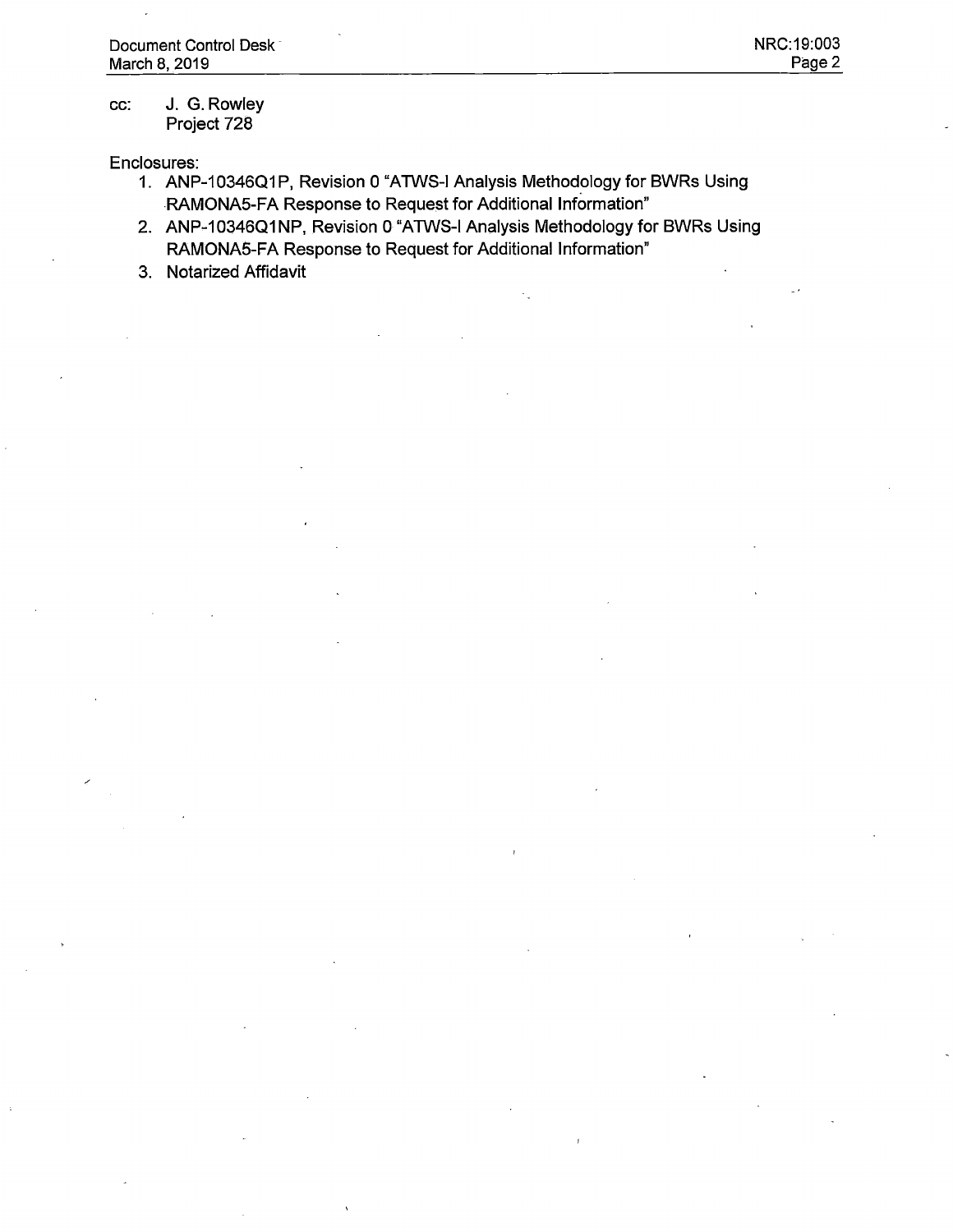cc: J. G. Rowley
Project 728

Enclosures:

1. ANP-10346Q1P, Revision 0 "ATWS-I Analysis Methodology for BWRs Using RAMONA5-FA Response to Request for Additional Information"
2. ANP-10346Q1NP, Revision 0 "ATWS-I Analysis Methodology for BWRs Using RAMONA5-FA Response to Request for Additional Information"
3. Notarized Affidavit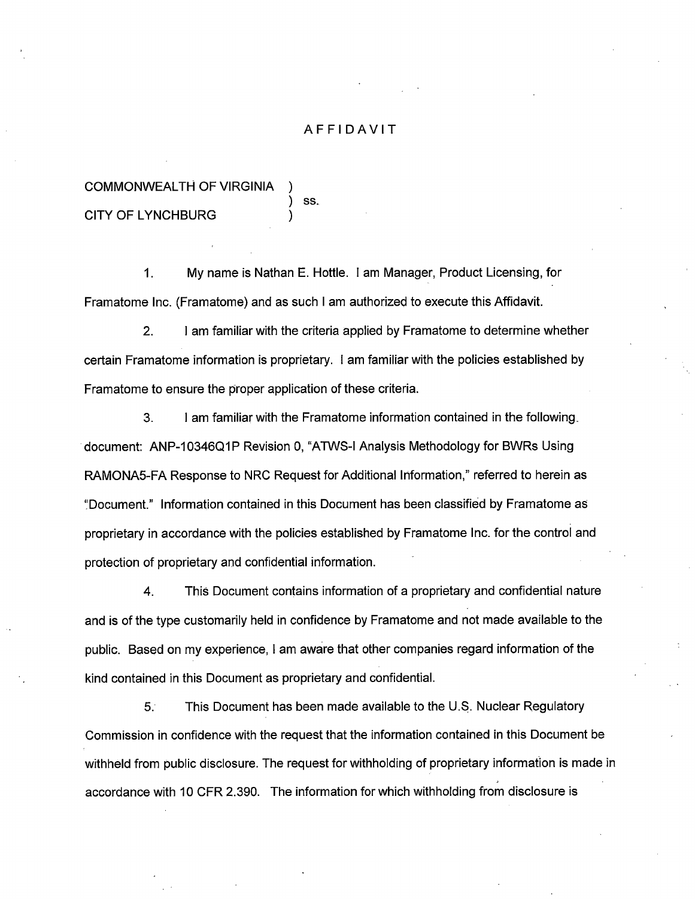# AFFIDAVIT

COMMONWEALTH OF VIRGINIA )
) ss.
CITY OF LYNCHBURG )

1. My name is Nathan E. Hottle. I am Manager, Product Licensing, for Framatome Inc. (Framatome) and as such I am authorized to execute this Affidavit.

2. I am familiar with the criteria applied by Framatome to determine whether certain Framatome information is proprietary. I am familiar with the policies established by Framatome to ensure the proper application of these criteria.

3. I am familiar with the Framatome information contained in the following document: ANP-10346Q1P Revision 0, "ATWS-I Analysis Methodology for BWRs Using RAMONA5-FA Response to NRC Request for Additional Information," referred to herein as "Document." Information contained in this Document has been classified by Framatome as proprietary in accordance with the policies established by Framatome Inc. for the control and protection of proprietary and confidential information.

4. This Document contains information of a proprietary and confidential nature and is of the type customarily held in confidence by Framatome and not made available to the public. Based on my experience, I am aware that other companies regard information of the kind contained in this Document as proprietary and confidential.

5. This Document has been made available to the U.S. Nuclear Regulatory Commission in confidence with the request that the information contained in this Document be withheld from public disclosure. The request for withholding of proprietary information is made in accordance with 10 CFR 2.390. The information for which withholding from disclosure is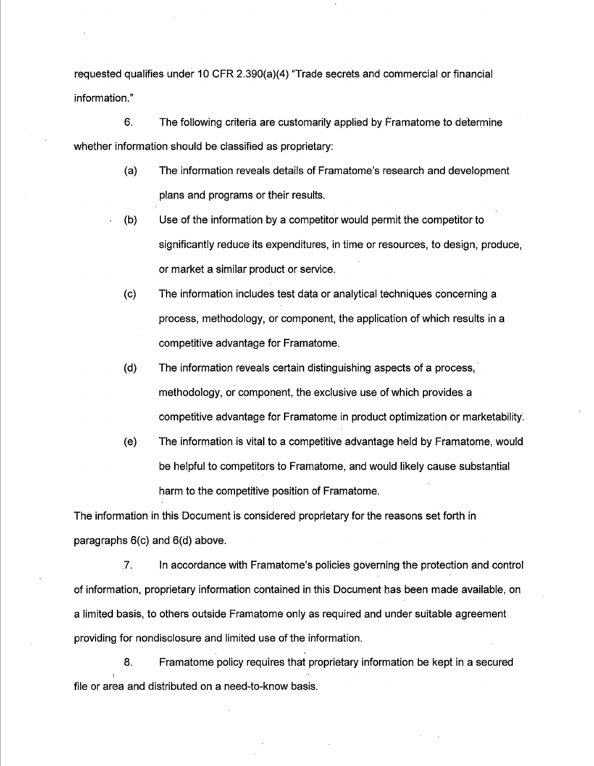requested qualifies under 10 CFR 2.390(a)(4) "Trade secrets and commercial or financial information."

6. The following criteria are customarily applied by Framatome to determine whether information should be classified as proprietary:

(a) The information reveals details of Framatome's research and development plans and programs or their results.

(b) Use of the information by a competitor would permit the competitor to significantly reduce its expenditures, in time or resources, to design, produce, or market a similar product or service.

(c) The information includes test data or analytical techniques concerning a process, methodology, or component, the application of which results in a competitive advantage for Framatome.

(d) The information reveals certain distinguishing aspects of a process, methodology, or component, the exclusive use of which provides a competitive advantage for Framatome in product optimization or marketability.

(e) The information is vital to a competitive advantage held by Framatome, would be helpful to competitors to Framatome, and would likely cause substantial harm to the competitive position of Framatome.

The information in this Document is considered proprietary for the reasons set forth in paragraphs 6(c) and 6(d) above.

7. In accordance with Framatome's policies governing the protection and control of information, proprietary information contained in this Document has been made available, on a limited basis, to others outside Framatome only as required and under suitable agreement providing for nondisclosure and limited use of the information.

8. Framatome policy requires that proprietary information be kept in a secured file or area and distributed on a need-to-know basis.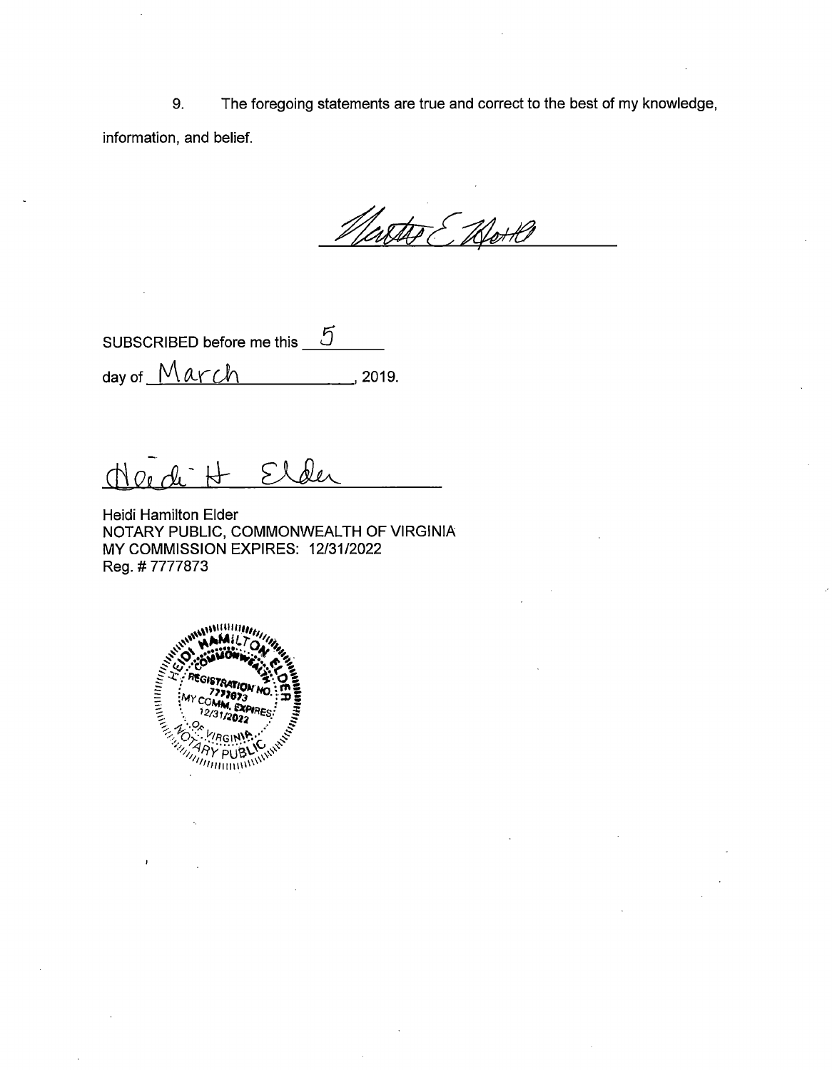9. The foregoing statements are true and correct to the best of my knowledge, information, and belief.

\_\_\_\_\_\_\_\_\_\_\_\_\_\_\_\_\_\_\_\_\_\_\_\_\_\_\_\_

SUBSCRIBED before me this 5
day of March, 2019.

\_\_\_\_\_\_\_\_\_\_\_\_\_\_\_\_\_\_\_\_\_\_\_\_\_\_\_\_

Heidi Hamilton Elder
NOTARY PUBLIC, COMMONWEALTH OF VIRGINIA
MY COMMISSION EXPIRES: 12/31/2022
Reg. # 7777873

HEIDI HAMILTON ELDER
COMMONWEALTH
REGISTRATION NO. 7777873
MY COMM. EXPIRES 12/31/2022
OF VIRGINIA
NOTARY PUBLIC